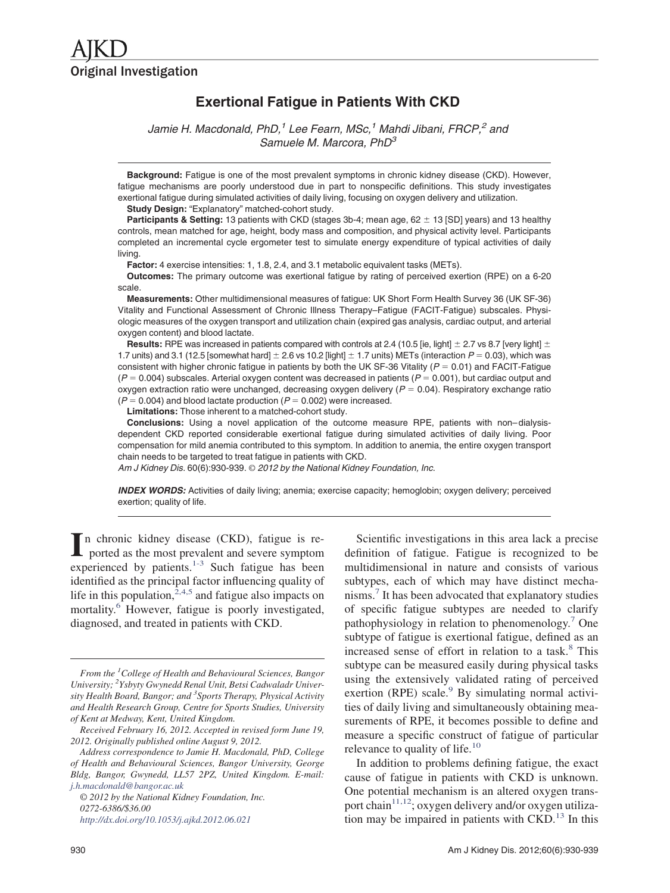AJKD

Original Investigation

# Exertional Fatigue in Patients With CKD

*Jamie H. Macdonald, PhD,[1] Lee Fearn, MSc,[1] Mahdi Jibani, FRCP,[2] and Samuele M. Marcora, PhD[3]*

**Background:** Fatigue is one of the most prevalent symptoms in chronic kidney disease (CKD). However, fatigue mechanisms are poorly understood due in part to nonspecific definitions. This study investigates exertional fatigue during simulated activities of daily living, focusing on oxygen delivery and utilization.

**Study Design:** "Explanatory" matched-cohort study.

**Participants & Setting:** 13 patients with CKD (stages 3b-4; mean age, 62 ± 13 [SD] years) and 13 healthy controls, mean matched for age, height, body mass and composition, and physical activity level. Participants completed an incremental cycle ergometer test to simulate energy expenditure of typical activities of daily living.

**Factor:** 4 exercise intensities: 1, 1.8, 2.4, and 3.1 metabolic equivalent tasks (METs).

**Outcomes:** The primary outcome was exertional fatigue by rating of perceived exertion (RPE) on a 6-20 scale.

**Measurements:** Other multidimensional measures of fatigue: UK Short Form Health Survey 36 (UK SF-36) Vitality and Functional Assessment of Chronic Illness Therapy–Fatigue (FACIT-Fatigue) subscales. Physiologic measures of the oxygen transport and utilization chain (expired gas analysis, cardiac output, and arterial oxygen content) and blood lactate.

**Results:** RPE was increased in patients compared with controls at 2.4 (10.5 [ie, light] ± 2.7 vs 8.7 [very light] ± 1.7 units) and 3.1 (12.5 [somewhat hard] ± 2.6 vs 10.2 [light] ± 1.7 units) METs (interaction $P = 0.03$), which was consistent with higher chronic fatigue in patients by both the UK SF-36 Vitality ($P = 0.01$) and FACIT-Fatigue ($P = 0.004$) subscales. Arterial oxygen content was decreased in patients ($P = 0.001$), but cardiac output and oxygen extraction ratio were unchanged, decreasing oxygen delivery ($P = 0.04$). Respiratory exchange ratio ($P = 0.004$) and blood lactate production ($P = 0.002$) were increased.

**Limitations:** Those inherent to a matched-cohort study.

**Conclusions:** Using a novel application of the outcome measure RPE, patients with non–dialysis-dependent CKD reported considerable exertional fatigue during simulated activities of daily living. Poor compensation for mild anemia contributed to this symptom. In addition to anemia, the entire oxygen transport chain needs to be targeted to treat fatigue in patients with CKD.

*Am J Kidney Dis.* 60(6):930-939. © *2012 by the National Kidney Foundation, Inc.*

***INDEX WORDS:*** Activities of daily living; anemia; exercise capacity; hemoglobin; oxygen delivery; perceived exertion; quality of life.

In chronic kidney disease (CKD), fatigue is reported as the most prevalent and severe symptom experienced by patients.[1-3] Such fatigue has been identified as the principal factor influencing quality of life in this population,[2,4,5] and fatigue also impacts on mortality.[6] However, fatigue is poorly investigated, diagnosed, and treated in patients with CKD.

Scientific investigations in this area lack a precise definition of fatigue. Fatigue is recognized to be multidimensional in nature and consists of various subtypes, each of which may have distinct mechanisms.[7] It has been advocated that explanatory studies of specific fatigue subtypes are needed to clarify pathophysiology in relation to phenomenology.[7] One subtype of fatigue is exertional fatigue, defined as an increased sense of effort in relation to a task.[8] This subtype can be measured easily during physical tasks using the extensively validated rating of perceived exertion (RPE) scale.[9] By simulating normal activities of daily living and simultaneously obtaining measurements of RPE, it becomes possible to define and measure a specific construct of fatigue of particular relevance to quality of life.[10]

In addition to problems defining fatigue, the exact cause of fatigue in patients with CKD is unknown. One potential mechanism is an altered oxygen transport chain[11,12]; oxygen delivery and/or oxygen utilization may be impaired in patients with CKD.[13] In this

*From the [1]College of Health and Behavioural Sciences, Bangor University; [2]Ysbyty Gwynedd Renal Unit, Betsi Cadwaladr University Health Board, Bangor; and [3]Sports Therapy, Physical Activity and Health Research Group, Centre for Sports Studies, University of Kent at Medway, Kent, United Kingdom.*

*Received February 16, 2012. Accepted in revised form June 19, 2012. Originally published online August 9, 2012.*

*Address correspondence to Jamie H. Macdonald, PhD, College of Health and Behavioural Sciences, Bangor University, George Bldg, Bangor, Gwynedd, LL57 2PZ, United Kingdom. E-mail: j.h.macdonald@bangor.ac.uk*

*© 2012 by the National Kidney Foundation, Inc.*
*0272-6386/$36.00*
*http://dx.doi.org/10.1053/j.ajkd.2012.06.021*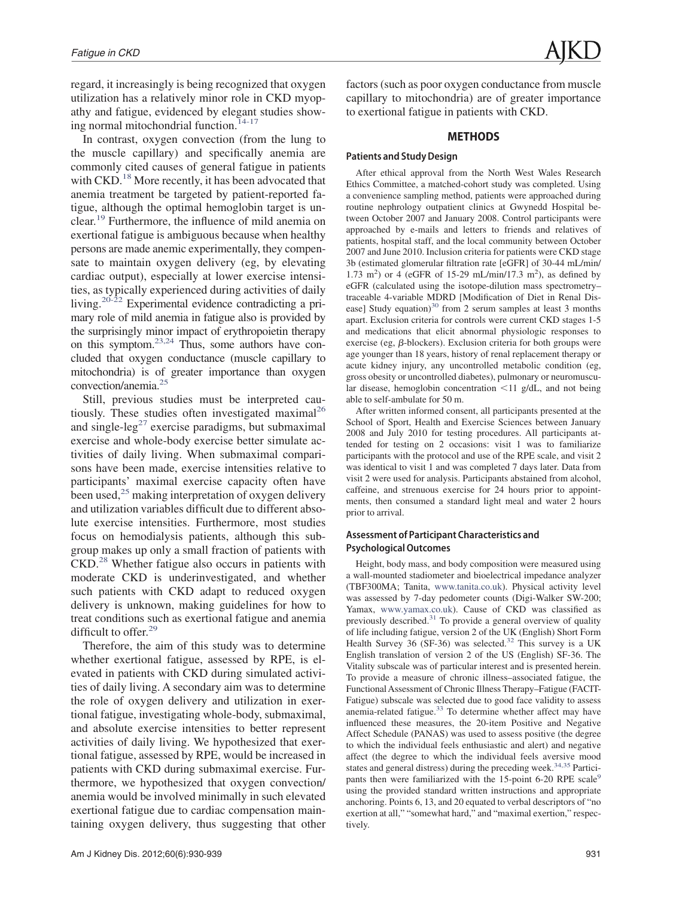regard, it increasingly is being recognized that oxygen utilization has a relatively minor role in CKD myopathy and fatigue, evidenced by elegant studies showing normal mitochondrial function.[14-17]

In contrast, oxygen convection (from the lung to the muscle capillary) and specifically anemia are commonly cited causes of general fatigue in patients with CKD.[18] More recently, it has been advocated that anemia treatment be targeted by patient-reported fatigue, although the optimal hemoglobin target is unclear.[19] Furthermore, the influence of mild anemia on exertional fatigue is ambiguous because when healthy persons are made anemic experimentally, they compensate to maintain oxygen delivery (eg, by elevating cardiac output), especially at lower exercise intensities, as typically experienced during activities of daily living.[20-22] Experimental evidence contradicting a primary role of mild anemia in fatigue also is provided by the surprisingly minor impact of erythropoietin therapy on this symptom.[23,24] Thus, some authors have concluded that oxygen conductance (muscle capillary to mitochondria) is of greater importance than oxygen convection/anemia.[25]

Still, previous studies must be interpreted cautiously. These studies often investigated maximal[26] and single-leg[27] exercise paradigms, but submaximal exercise and whole-body exercise better simulate activities of daily living. When submaximal comparisons have been made, exercise intensities relative to participants' maximal exercise capacity often have been used,[25] making interpretation of oxygen delivery and utilization variables difficult due to different absolute exercise intensities. Furthermore, most studies focus on hemodialysis patients, although this subgroup makes up only a small fraction of patients with CKD.[28] Whether fatigue also occurs in patients with moderate CKD is underinvestigated, and whether such patients with CKD adapt to reduced oxygen delivery is unknown, making guidelines for how to treat conditions such as exertional fatigue and anemia difficult to offer.[29]

Therefore, the aim of this study was to determine whether exertional fatigue, assessed by RPE, is elevated in patients with CKD during simulated activities of daily living. A secondary aim was to determine the role of oxygen delivery and utilization in exertional fatigue, investigating whole-body, submaximal, and absolute exercise intensities to better represent activities of daily living. We hypothesized that exertional fatigue, assessed by RPE, would be increased in patients with CKD during submaximal exercise. Furthermore, we hypothesized that oxygen convection/anemia would be involved minimally in such elevated exertional fatigue due to cardiac compensation maintaining oxygen delivery, thus suggesting that other factors (such as poor oxygen conductance from muscle capillary to mitochondria) are of greater importance to exertional fatigue in patients with CKD.

## METHODS

### Patients and Study Design

After ethical approval from the North West Wales Research Ethics Committee, a matched-cohort study was completed. Using a convenience sampling method, patients were approached during routine nephrology outpatient clinics at Gwynedd Hospital between October 2007 and January 2008. Control participants were approached by e-mails and letters to friends and relatives of patients, hospital staff, and the local community between October 2007 and June 2010. Inclusion criteria for patients were CKD stage 3b (estimated glomerular filtration rate [eGFR] of 30-44 mL/min/1.73 $m^2$) or 4 (eGFR of 15-29 mL/min/17.3 $m^2$), as defined by eGFR (calculated using the isotope-dilution mass spectrometry–traceable 4-variable MDRD [Modification of Diet in Renal Disease] Study equation)[30] from 2 serum samples at least 3 months apart. Exclusion criteria for controls were current CKD stages 1-5 and medications that elicit abnormal physiologic responses to exercise (eg, β-blockers). Exclusion criteria for both groups were age younger than 18 years, history of renal replacement therapy or acute kidney injury, any uncontrolled metabolic condition (eg, gross obesity or uncontrolled diabetes), pulmonary or neuromuscular disease, hemoglobin concentration <11 g/dL, and not being able to self-ambulate for 50 m.

After written informed consent, all participants presented at the School of Sport, Health and Exercise Sciences between January 2008 and July 2010 for testing procedures. All participants attended for testing on 2 occasions: visit 1 was to familiarize participants with the protocol and use of the RPE scale, and visit 2 was identical to visit 1 and was completed 7 days later. Data from visit 2 were used for analysis. Participants abstained from alcohol, caffeine, and strenuous exercise for 24 hours prior to appointments, then consumed a standard light meal and water 2 hours prior to arrival.

### Assessment of Participant Characteristics and Psychological Outcomes

Height, body mass, and body composition were measured using a wall-mounted stadiometer and bioelectrical impedance analyzer (TBF300MA; Tanita, www.tanita.co.uk). Physical activity level was assessed by 7-day pedometer counts (Digi-Walker SW-200; Yamax, www.yamax.co.uk). Cause of CKD was classified as previously described.[31] To provide a general overview of quality of life including fatigue, version 2 of the UK (English) Short Form Health Survey 36 (SF-36) was selected.[32] This survey is a UK English translation of version 2 of the US (English) SF-36. The Vitality subscale was of particular interest and is presented herein. To provide a measure of chronic illness–associated fatigue, the Functional Assessment of Chronic Illness Therapy–Fatigue (FACIT-Fatigue) subscale was selected due to good face validity to assess anemia-related fatigue.[33] To determine whether affect may have influenced these measures, the 20-item Positive and Negative Affect Schedule (PANAS) was used to assess positive (the degree to which the individual feels enthusiastic and alert) and negative affect (the degree to which the individual feels aversive mood states and general distress) during the preceding week.[34,35] Participants then were familiarized with the 15-point 6-20 RPE scale[9] using the provided standard written instructions and appropriate anchoring. Points 6, 13, and 20 equated to verbal descriptors of "no exertion at all," "somewhat hard," and "maximal exertion," respectively.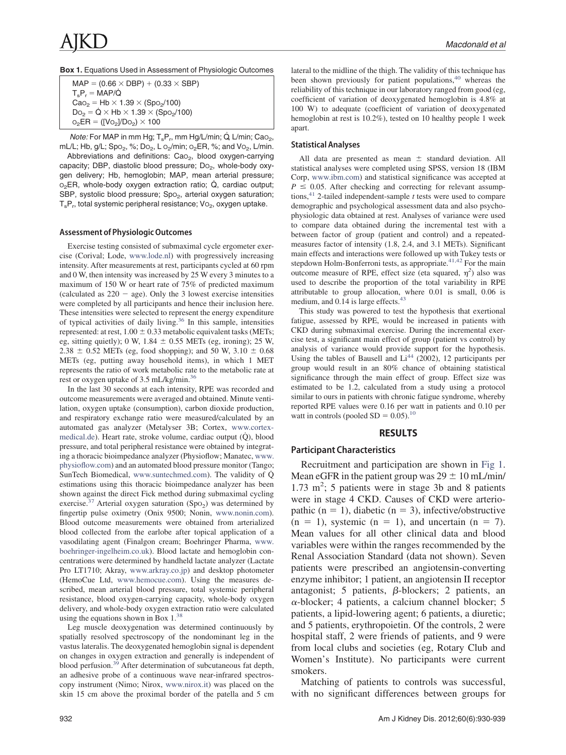**Box 1.** Equations Used in Assessment of Physiologic Outcomes

$$MAP = (0.66 \times DBP) + (0.33 \times SBP)$$
$$T_sP_r = MAP/\dot{Q}$$
$$Ca_{O_2} = Hb \times 1.39 \times (Sp_{O_2}/100)$$
$$D_{O_2} = \dot{Q} \times Hb \times 1.39 \times (Sp_{O_2}/100)$$
$$O_2ER = ([V_{O_2}]/D_{O_2}) \times 100$$

*Note:* For MAP in mm Hg; $T_sP_r$, mm Hg/L/min; $\dot{Q}$, L/min; $Ca_{O_2}$, mL/L; Hb, g/L; $Sp_{O_2}$, %; $D_{O_2}$, L $O_2$/min; $O_2ER$, %; and $V_{O_2}$, L/min.

Abbreviations and definitions: $Ca_{O_2}$, blood oxygen-carrying capacity; DBP, diastolic blood pressure; $D_{O_2}$, whole-body oxygen delivery; Hb, hemoglobin; MAP, mean arterial pressure; $O_2ER$, whole-body oxygen extraction ratio; $\dot{Q}$, cardiac output; SBP, systolic blood pressure; $Sp_{O_2}$, arterial oxygen saturation; $T_sP_r$, total systemic peripheral resistance; $V_{O_2}$, oxygen uptake.

### Assessment of Physiologic Outcomes

Exercise testing consisted of submaximal cycle ergometer exercise (Corival; Lode, www.lode.nl) with progressively increasing intensity. After measurements at rest, participants cycled at 60 rpm and 0 W, then intensity was increased by 25 W every 3 minutes to a maximum of 150 W or heart rate of 75% of predicted maximum (calculated as 220 − age). Only the 3 lowest exercise intensities were completed by all participants and hence their inclusion here. These intensities were selected to represent the energy expenditure of typical activities of daily living.[36] In this sample, intensities represented: at rest, 1.00 ± 0.33 metabolic equivalent tasks (METs; eg, sitting quietly); 0 W, 1.84 ± 0.55 METs (eg, ironing); 25 W, 2.38 ± 0.52 METs (eg, food shopping); and 50 W, 3.10 ± 0.68 METs (eg, putting away household items), in which 1 MET represents the ratio of work metabolic rate to the metabolic rate at rest or oxygen uptake of 3.5 mL/kg/min.[36]

In the last 30 seconds at each intensity, RPE was recorded and outcome measurements were averaged and obtained. Minute ventilation, oxygen uptake (consumption), carbon dioxide production, and respiratory exchange ratio were measured/calculated by an automated gas analyzer (Metalyser 3B; Cortex, www.cortex-medical.de). Heart rate, stroke volume, cardiac output ($\dot{Q}$), blood pressure, and total peripheral resistance were obtained by integrating a thoracic bioimpedance analyzer (Physioflow; Manatec, www.physioflow.com) and an automated blood pressure monitor (Tango; SunTech Biomedical, www.suntechmed.com). The validity of $\dot{Q}$ estimations using this thoracic bioimpedance analyzer has been shown against the direct Fick method during submaximal cycling exercise.[37] Arterial oxygen saturation ($Sp_{O_2}$) was determined by fingertip pulse oximetry (Onix 9500; Nonin, www.nonin.com). Blood outcome measurements were obtained from arterialized blood collected from the earlobe after topical application of a vasodilating agent (Finalgon cream; Boehringer Pharma, www.boehringer-ingelheim.co.uk). Blood lactate and hemoglobin concentrations were determined by handheld lactate analyzer (Lactate Pro LT1710; Akray, www.arkray.co.jp) and desktop photometer (HemoCue Ltd, www.hemocue.com). Using the measures described, mean arterial blood pressure, total systemic peripheral resistance, blood oxygen-carrying capacity, whole-body oxygen delivery, and whole-body oxygen extraction ratio were calculated using the equations shown in Box 1.[38]

Leg muscle deoxygenation was determined continuously by spatially resolved spectroscopy of the nondominant leg in the vastus lateralis. The deoxygenated hemoglobin signal is dependent on changes in oxygen extraction and generally is independent of blood perfusion.[39] After determination of subcutaneous fat depth, an adhesive probe of a continuous wave near-infrared spectroscopy instrument (Nimo; Nirox, www.nirox.it) was placed on the skin 15 cm above the proximal border of the patella and 5 cm lateral to the midline of the thigh. The validity of this technique has been shown previously for patient populations,[40] whereas the reliability of this technique in our laboratory ranged from good (eg, coefficient of variation of deoxygenated hemoglobin is 4.8% at 100 W) to adequate (coefficient of variation of deoxygenated hemoglobin at rest is 10.2%), tested on 10 healthy people 1 week apart.

### Statistical Analyses

All data are presented as mean ± standard deviation. All statistical analyses were completed using SPSS, version 18 (IBM Corp, www.ibm.com) and statistical significance was accepted at $P \leq 0.05$. After checking and correcting for relevant assumptions,[41] 2-tailed independent-sample *t* tests were used to compare demographic and psychological assessment data and also psychophysiologic data obtained at rest. Analyses of variance were used to compare data obtained during the incremental test with a between factor of group (patient and control) and a repeated-measures factor of intensity (1.8, 2.4, and 3.1 METs). Significant main effects and interactions were followed up with Tukey tests or stepdown Holm-Bonferroni tests, as appropriate.[41,42] For the main outcome measure of RPE, effect size (eta squared, $\eta^2$) also was used to describe the proportion of the total variability in RPE attributable to group allocation, where 0.01 is small, 0.06 is medium, and 0.14 is large effects.[43]

This study was powered to test the hypothesis that exertional fatigue, assessed by RPE, would be increased in patients with CKD during submaximal exercise. During the incremental exercise test, a significant main effect of group (patient vs control) by analysis of variance would provide support for the hypothesis. Using the tables of Bausell and Li[44] (2002), 12 participants per group would result in an 80% chance of obtaining statistical significance through the main effect of group. Effect size was estimated to be 1.2, calculated from a study using a protocol similar to ours in patients with chronic fatigue syndrome, whereby reported RPE values were 0.16 per watt in patients and 0.10 per watt in controls (pooled SD = 0.05).[10]

## RESULTS

### Participant Characteristics

Recruitment and participation are shown in Fig 1. Mean eGFR in the patient group was 29 ± 10 mL/min/1.73 m$^2$; 5 patients were in stage 3b and 8 patients were in stage 4 CKD. Causes of CKD were arteriopathic (n = 1), diabetic (n = 3), infective/obstructive (n = 1), systemic (n = 1), and uncertain (n = 7). Mean values for all other clinical data and blood variables were within the ranges recommended by the Renal Association Standard (data not shown). Seven patients were prescribed an angiotensin-converting enzyme inhibitor; 1 patient, an angiotensin II receptor antagonist; 5 patients, β-blockers; 2 patients, an α-blocker; 4 patients, a calcium channel blocker; 5 patients, a lipid-lowering agent; 6 patients, a diuretic; and 5 patients, erythropoietin. Of the controls, 2 were hospital staff, 2 were friends of patients, and 9 were from local clubs and societies (eg, Rotary Club and Women's Institute). No participants were current smokers.

Matching of patients to controls was successful, with no significant differences between groups for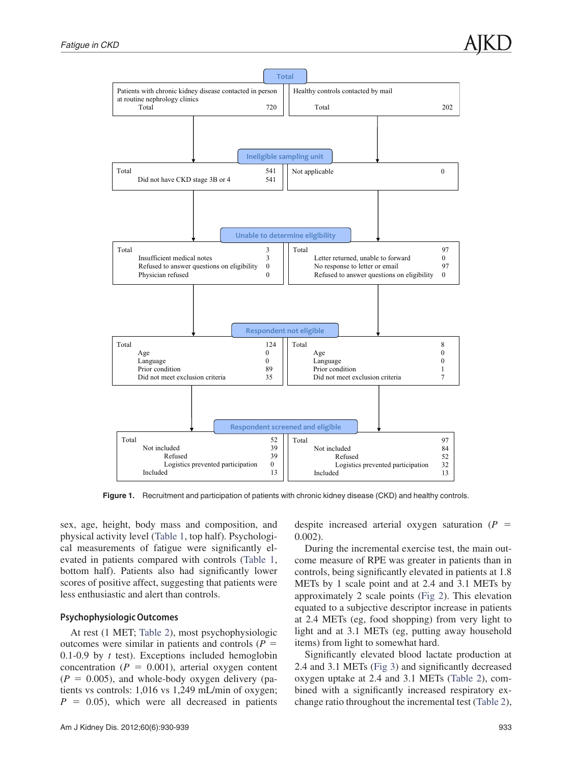| Total | |
|---|---|
| Patients with chronic kidney disease contacted in person at routine nephrology clinics — Total 720 | Healthy controls contacted by mail — Total 202 |

**Ineligible sampling unit**

| Patients | | Controls | |
|---|---|---|---|
| Total | 541 | Not applicable | 0 |
| Did not have CKD stage 3B or 4 | 541 | | |

**Unable to determine eligibility**

| Patients | | Controls | |
|---|---|---|---|
| Total | 3 | Total | 97 |
| Insufficient medical notes | 3 | Letter returned, unable to forward | 0 |
| Refused to answer questions on eligibility | 0 | No response to letter or email | 97 |
| Physician refused | 0 | Refused to answer questions on eligibility | 0 |

**Respondent not eligible**

| Patients | | Controls | |
|---|---|---|---|
| Total | 124 | Total | 8 |
| Age | 0 | Age | 0 |
| Language | 0 | Language | 0 |
| Prior condition | 89 | Prior condition | 1 |
| Did not meet exclusion criteria | 35 | Did not meet exclusion criteria | 7 |

**Respondent screened and eligible**

| Patients | | Controls | |
|---|---|---|---|
| Total | 52 | Total | 97 |
| Not included | 39 | Not included | 84 |
| Refused | 39 | Refused | 52 |
| Logistics prevented participation | 0 | Logistics prevented participation | 32 |
| Included | 13 | Included | 13 |

**Figure 1.** Recruitment and participation of patients with chronic kidney disease (CKD) and healthy controls.

sex, age, height, body mass and composition, and physical activity level (Table 1, top half). Psychological measurements of fatigue were significantly elevated in patients compared with controls (Table 1, bottom half). Patients also had significantly lower scores of positive affect, suggesting that patients were less enthusiastic and alert than controls.

### Psychophysiologic Outcomes

At rest (1 MET; Table 2), most psychophysiologic outcomes were similar in patients and controls ($P$ = 0.1-0.9 by $t$ test). Exceptions included hemoglobin concentration ($P$ = 0.001), arterial oxygen content ($P$ = 0.005), and whole-body oxygen delivery (patients vs controls: 1,016 vs 1,249 mL/min of oxygen; $P$ = 0.05), which were all decreased in patients despite increased arterial oxygen saturation ($P$ = 0.002).

During the incremental exercise test, the main outcome measure of RPE was greater in patients than in controls, being significantly elevated in patients at 1.8 METs by 1 scale point and at 2.4 and 3.1 METs by approximately 2 scale points (Fig 2). This elevation equated to a subjective descriptor increase in patients at 2.4 METs (eg, food shopping) from very light to light and at 3.1 METs (eg, putting away household items) from light to somewhat hard.

Significantly elevated blood lactate production at 2.4 and 3.1 METs (Fig 3) and significantly decreased oxygen uptake at 2.4 and 3.1 METs (Table 2), combined with a significantly increased respiratory exchange ratio throughout the incremental test (Table 2),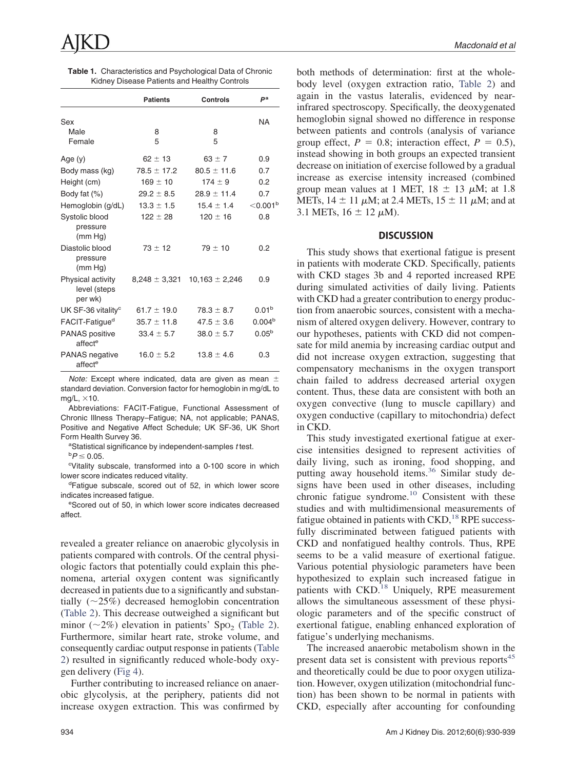**Table 1.** Characteristics and Psychological Data of Chronic Kidney Disease Patients and Healthy Controls

| | Patients | Controls | $P$[a] |
|---|---|---|---|
| Sex | | | NA |
| Male | 8 | 8 | |
| Female | 5 | 5 | |
| Age (y) | 62 ± 13 | 63 ± 7 | 0.9 |
| Body mass (kg) | 78.5 ± 17.2 | 80.5 ± 11.6 | 0.7 |
| Height (cm) | 169 ± 10 | 174 ± 9 | 0.2 |
| Body fat (%) | 29.2 ± 8.5 | 28.9 ± 11.4 | 0.7 |
| Hemoglobin (g/dL) | 13.3 ± 1.5 | 15.4 ± 1.4 | <0.001[b] |
| Systolic blood pressure (mm Hg) | 122 ± 28 | 120 ± 16 | 0.8 |
| Diastolic blood pressure (mm Hg) | 73 ± 12 | 79 ± 10 | 0.2 |
| Physical activity level (steps per wk) | 8,248 ± 3,321 | 10,163 ± 2,246 | 0.9 |
| UK SF-36 vitality[c] | 61.7 ± 19.0 | 78.3 ± 8.7 | 0.01[b] |
| FACIT-Fatigue[d] | 35.7 ± 11.8 | 47.5 ± 3.6 | 0.004[b] |
| PANAS positive affect[e] | 33.4 ± 5.7 | 38.0 ± 5.7 | 0.05[b] |
| PANAS negative affect[e] | 16.0 ± 5.2 | 13.8 ± 4.6 | 0.3 |

*Note:* Except where indicated, data are given as mean ± standard deviation. Conversion factor for hemoglobin in mg/dL to mg/L, ×10.

Abbreviations: FACIT-Fatigue, Functional Assessment of Chronic Illness Therapy–Fatigue; NA, not applicable; PANAS, Positive and Negative Affect Schedule; UK SF-36, UK Short Form Health Survey 36.

[a]Statistical significance by independent-samples *t* test.

[b]$P \leq 0.05$.

[c]Vitality subscale, transformed into a 0-100 score in which lower score indicates reduced vitality.

[d]Fatigue subscale, scored out of 52, in which lower score indicates increased fatigue.

[e]Scored out of 50, in which lower score indicates decreased affect.

revealed a greater reliance on anaerobic glycolysis in patients compared with controls. Of the central physiologic factors that potentially could explain this phenomena, arterial oxygen content was significantly decreased in patients due to a significantly and substantially (~25%) decreased hemoglobin concentration (Table 2). This decrease outweighed a significant but minor (~2%) elevation in patients' $Sp_{O_2}$ (Table 2). Furthermore, similar heart rate, stroke volume, and consequently cardiac output response in patients (Table 2) resulted in significantly reduced whole-body oxygen delivery (Fig 4).

Further contributing to increased reliance on anaerobic glycolysis, at the periphery, patients did not increase oxygen extraction. This was confirmed by both methods of determination: first at the whole-body level (oxygen extraction ratio, Table 2) and again in the vastus lateralis, evidenced by near-infrared spectroscopy. Specifically, the deoxygenated hemoglobin signal showed no difference in response between patients and controls (analysis of variance group effect, $P = 0.8$; interaction effect, $P = 0.5$), instead showing in both groups an expected transient decrease on initiation of exercise followed by a gradual increase as exercise intensity increased (combined group mean values at 1 MET, 18 ± 13 μM; at 1.8 METs, 14 ± 11 μM; at 2.4 METs, 15 ± 11 μM; and at 3.1 METs, 16 ± 12 μM).

## DISCUSSION

This study shows that exertional fatigue is present in patients with moderate CKD. Specifically, patients with CKD stages 3b and 4 reported increased RPE during simulated activities of daily living. Patients with CKD had a greater contribution to energy production from anaerobic sources, consistent with a mechanism of altered oxygen delivery. However, contrary to our hypotheses, patients with CKD did not compensate for mild anemia by increasing cardiac output and did not increase oxygen extraction, suggesting that compensatory mechanisms in the oxygen transport chain failed to address decreased arterial oxygen content. Thus, these data are consistent with both an oxygen convective (lung to muscle capillary) and oxygen conductive (capillary to mitochondria) defect in CKD.

This study investigated exertional fatigue at exercise intensities designed to represent activities of daily living, such as ironing, food shopping, and putting away household items.[36] Similar study designs have been used in other diseases, including chronic fatigue syndrome.[10] Consistent with these studies and with multidimensional measurements of fatigue obtained in patients with CKD,[18] RPE successfully discriminated between fatigued patients with CKD and nonfatigued healthy controls. Thus, RPE seems to be a valid measure of exertional fatigue. Various potential physiologic parameters have been hypothesized to explain such increased fatigue in patients with CKD.[18] Uniquely, RPE measurement allows the simultaneous assessment of these physiologic parameters and of the specific construct of exertional fatigue, enabling enhanced exploration of fatigue's underlying mechanisms.

The increased anaerobic metabolism shown in the present data set is consistent with previous reports[45] and theoretically could be due to poor oxygen utilization. However, oxygen utilization (mitochondrial function) has been shown to be normal in patients with CKD, especially after accounting for confounding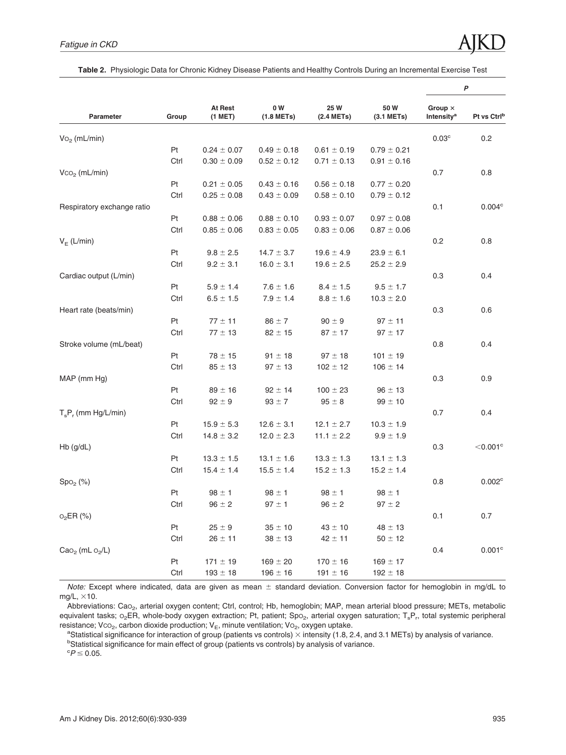**Table 2.** Physiologic Data for Chronic Kidney Disease Patients and Healthy Controls During an Incremental Exercise Test

| Parameter | Group | At Rest (1 MET) | 0 W (1.8 METs) | 25 W (2.4 METs) | 50 W (3.1 METs) | *P*: Group × Intensity[a] | *P*: Pt vs Ctrl[b] |
|---|---|---|---|---|---|---|---|
| $V_{O_2}$ (mL/min) | | | | | | 0.03[c] | 0.2 |
| | Pt | 0.24 ± 0.07 | 0.49 ± 0.18 | 0.61 ± 0.19 | 0.79 ± 0.21 | | |
| | Ctrl | 0.30 ± 0.09 | 0.52 ± 0.12 | 0.71 ± 0.13 | 0.91 ± 0.16 | | |
| $V_{CO_2}$ (mL/min) | | | | | | 0.7 | 0.8 |
| | Pt | 0.21 ± 0.05 | 0.43 ± 0.16 | 0.56 ± 0.18 | 0.77 ± 0.20 | | |
| | Ctrl | 0.25 ± 0.08 | 0.43 ± 0.09 | 0.58 ± 0.10 | 0.79 ± 0.12 | | |
| Respiratory exchange ratio | | | | | | 0.1 | 0.004[c] |
| | Pt | 0.88 ± 0.06 | 0.88 ± 0.10 | 0.93 ± 0.07 | 0.97 ± 0.08 | | |
| | Ctrl | 0.85 ± 0.06 | 0.83 ± 0.05 | 0.83 ± 0.06 | 0.87 ± 0.06 | | |
| $V_E$ (L/min) | | | | | | 0.2 | 0.8 |
| | Pt | 9.8 ± 2.5 | 14.7 ± 3.7 | 19.6 ± 4.9 | 23.9 ± 6.1 | | |
| | Ctrl | 9.2 ± 3.1 | 16.0 ± 3.1 | 19.6 ± 2.5 | 25.2 ± 2.9 | | |
| Cardiac output (L/min) | | | | | | 0.3 | 0.4 |
| | Pt | 5.9 ± 1.4 | 7.6 ± 1.6 | 8.4 ± 1.5 | 9.5 ± 1.7 | | |
| | Ctrl | 6.5 ± 1.5 | 7.9 ± 1.4 | 8.8 ± 1.6 | 10.3 ± 2.0 | | |
| Heart rate (beats/min) | | | | | | 0.3 | 0.6 |
| | Pt | 77 ± 11 | 86 ± 7 | 90 ± 9 | 97 ± 11 | | |
| | Ctrl | 77 ± 13 | 82 ± 15 | 87 ± 17 | 97 ± 17 | | |
| Stroke volume (mL/beat) | | | | | | 0.8 | 0.4 |
| | Pt | 78 ± 15 | 91 ± 18 | 97 ± 18 | 101 ± 19 | | |
| | Ctrl | 85 ± 13 | 97 ± 13 | 102 ± 12 | 106 ± 14 | | |
| MAP (mm Hg) | | | | | | 0.3 | 0.9 |
| | Pt | 89 ± 16 | 92 ± 14 | 100 ± 23 | 96 ± 13 | | |
| | Ctrl | 92 ± 9 | 93 ± 7 | 95 ± 8 | 99 ± 10 | | |
| $T_sP_r$ (mm Hg/L/min) | | | | | | 0.7 | 0.4 |
| | Pt | 15.9 ± 5.3 | 12.6 ± 3.1 | 12.1 ± 2.7 | 10.3 ± 1.9 | | |
| | Ctrl | 14.8 ± 3.2 | 12.0 ± 2.3 | 11.1 ± 2.2 | 9.9 ± 1.9 | | |
| Hb (g/dL) | | | | | | 0.3 | <0.001[c] |
| | Pt | 13.3 ± 1.5 | 13.1 ± 1.6 | 13.3 ± 1.3 | 13.1 ± 1.3 | | |
| | Ctrl | 15.4 ± 1.4 | 15.5 ± 1.4 | 15.2 ± 1.3 | 15.2 ± 1.4 | | |
| $Sp_{O_2}$ (%) | | | | | | 0.8 | 0.002[c] |
| | Pt | 98 ± 1 | 98 ± 1 | 98 ± 1 | 98 ± 1 | | |
| | Ctrl | 96 ± 2 | 97 ± 1 | 96 ± 2 | 97 ± 2 | | |
| $O_2ER$ (%) | | | | | | 0.1 | 0.7 |
| | Pt | 25 ± 9 | 35 ± 10 | 43 ± 10 | 48 ± 13 | | |
| | Ctrl | 26 ± 11 | 38 ± 13 | 42 ± 11 | 50 ± 12 | | |
| $Ca_{O_2}$ (mL $O_2$/L) | | | | | | 0.4 | 0.001[c] |
| | Pt | 171 ± 19 | 169 ± 20 | 170 ± 16 | 169 ± 17 | | |
| | Ctrl | 193 ± 18 | 196 ± 16 | 191 ± 16 | 192 ± 18 | | |

*Note:* Except where indicated, data are given as mean ± standard deviation. Conversion factor for hemoglobin in mg/dL to mg/L, ×10.

Abbreviations: $Ca_{O_2}$, arterial oxygen content; Ctrl, control; Hb, hemoglobin; MAP, mean arterial blood pressure; METs, metabolic equivalent tasks; $O_2ER$, whole-body oxygen extraction; Pt, patient; $Sp_{O_2}$, arterial oxygen saturation; $T_sP_r$, total systemic peripheral resistance; $V_{CO_2}$, carbon dioxide production; $V_E$, minute ventilation; $V_{O_2}$, oxygen uptake.

[a]Statistical significance for interaction of group (patients vs controls) × intensity (1.8, 2.4, and 3.1 METs) by analysis of variance.

[b]Statistical significance for main effect of group (patients vs controls) by analysis of variance.

[c]$P \leq 0.05$.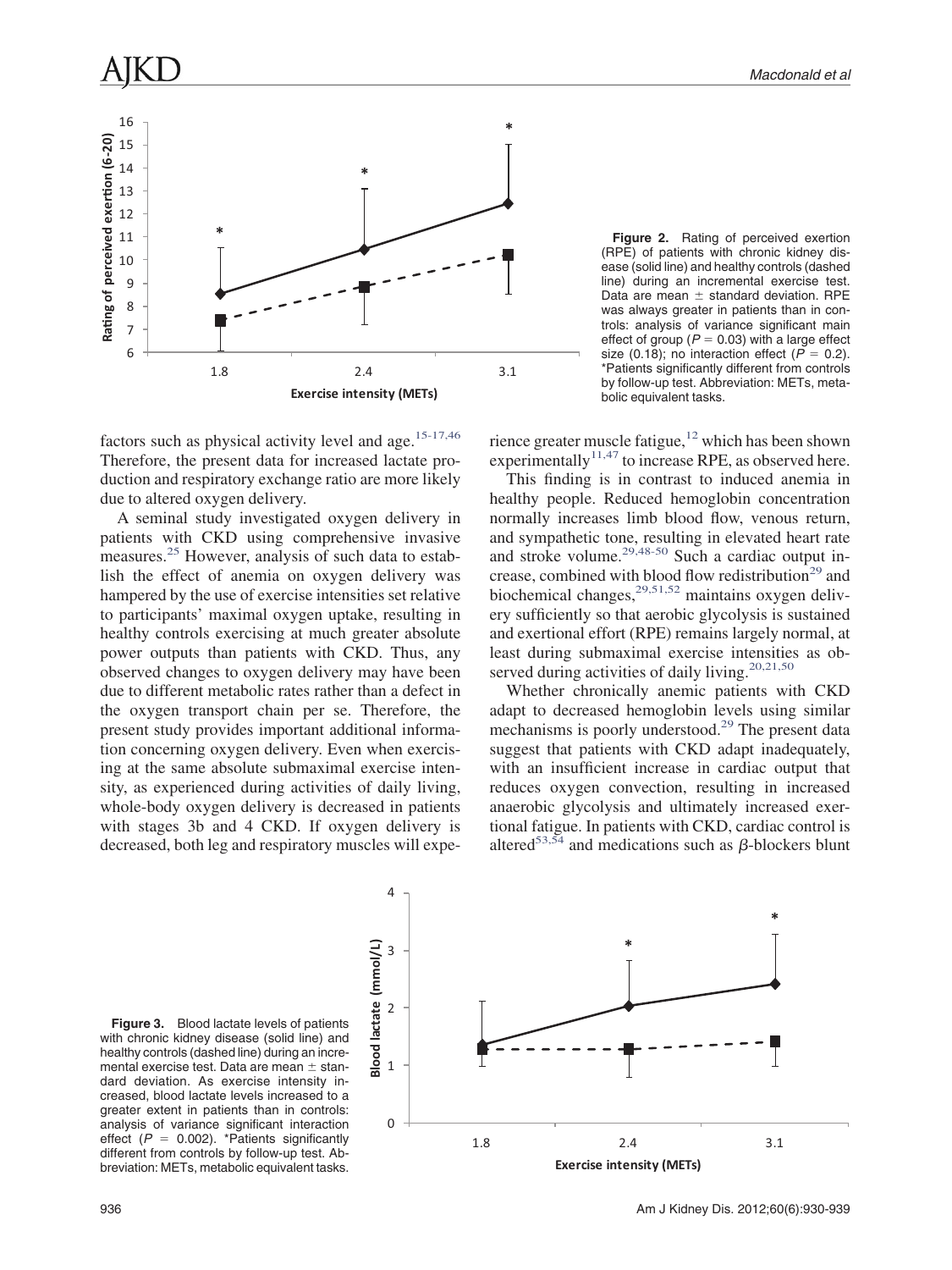**Figure 2.** Rating of perceived exertion (RPE) of patients with chronic kidney disease (solid line) and healthy controls (dashed line) during an incremental exercise test. Data are mean ± standard deviation. RPE was always greater in patients than in controls: analysis of variance significant main effect of group ($P = 0.03$) with a large effect size (0.18); no interaction effect ($P = 0.2$). *Patients significantly different from controls by follow-up test. Abbreviation: METs, metabolic equivalent tasks.

factors such as physical activity level and age.[15-17,46] Therefore, the present data for increased lactate production and respiratory exchange ratio are more likely due to altered oxygen delivery.

A seminal study investigated oxygen delivery in patients with CKD using comprehensive invasive measures.[25] However, analysis of such data to establish the effect of anemia on oxygen delivery was hampered by the use of exercise intensities set relative to participants' maximal oxygen uptake, resulting in healthy controls exercising at much greater absolute power outputs than patients with CKD. Thus, any observed changes to oxygen delivery may have been due to different metabolic rates rather than a defect in the oxygen transport chain per se. Therefore, the present study provides important additional information concerning oxygen delivery. Even when exercising at the same absolute submaximal exercise intensity, as experienced during activities of daily living, whole-body oxygen delivery is decreased in patients with stages 3b and 4 CKD. If oxygen delivery is decreased, both leg and respiratory muscles will experience greater muscle fatigue,[12] which has been shown experimentally[11,47] to increase RPE, as observed here.

This finding is in contrast to induced anemia in healthy people. Reduced hemoglobin concentration normally increases limb blood flow, venous return, and sympathetic tone, resulting in elevated heart rate and stroke volume.[29,48-50] Such a cardiac output increase, combined with blood flow redistribution[29] and biochemical changes,[29,51,52] maintains oxygen delivery sufficiently so that aerobic glycolysis is sustained and exertional effort (RPE) remains largely normal, at least during submaximal exercise intensities as observed during activities of daily living.[20,21,50]

Whether chronically anemic patients with CKD adapt to decreased hemoglobin levels using similar mechanisms is poorly understood.[29] The present data suggest that patients with CKD adapt inadequately, with an insufficient increase in cardiac output that reduces oxygen convection, resulting in increased anaerobic glycolysis and ultimately increased exertional fatigue. In patients with CKD, cardiac control is altered[53,54] and medications such as $\beta$-blockers blunt

**Figure 3.** Blood lactate levels of patients with chronic kidney disease (solid line) and healthy controls (dashed line) during an incremental exercise test. Data are mean ± standard deviation. As exercise intensity increased, blood lactate levels increased to a greater extent in patients than in controls: analysis of variance significant interaction effect ($P = 0.002$). *Patients significantly different from controls by follow-up test. Abbreviation: METs, metabolic equivalent tasks.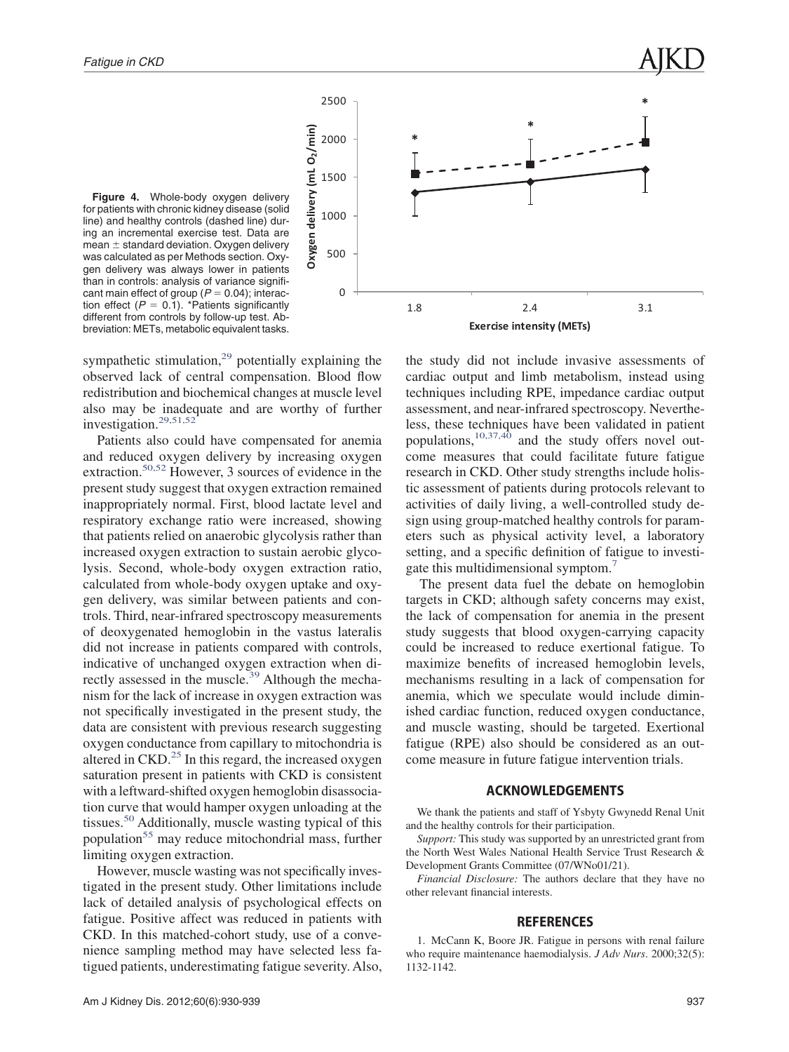2500

2000

1500

1000

500

0

Oxygen delivery (mL $O_2$/min)

*

*

*

1.8

2.4

3.1

Exercise intensity (METs)

**Figure 4.** Whole-body oxygen delivery for patients with chronic kidney disease (solid line) and healthy controls (dashed line) during an incremental exercise test. Data are mean ± standard deviation. Oxygen delivery was calculated as per Methods section. Oxygen delivery was always lower in patients than in controls: analysis of variance significant main effect of group ($P = 0.04$); interaction effect ($P = 0.1$). *Patients significantly different from controls by follow-up test. Abbreviation: METs, metabolic equivalent tasks.

sympathetic stimulation,[29] potentially explaining the observed lack of central compensation. Blood flow redistribution and biochemical changes at muscle level also may be inadequate and are worthy of further investigation.[29,51,52]

Patients also could have compensated for anemia and reduced oxygen delivery by increasing oxygen extraction.[50,52] However, 3 sources of evidence in the present study suggest that oxygen extraction remained inappropriately normal. First, blood lactate level and respiratory exchange ratio were increased, showing that patients relied on anaerobic glycolysis rather than increased oxygen extraction to sustain aerobic glycolysis. Second, whole-body oxygen extraction ratio, calculated from whole-body oxygen uptake and oxygen delivery, was similar between patients and controls. Third, near-infrared spectroscopy measurements of deoxygenated hemoglobin in the vastus lateralis did not increase in patients compared with controls, indicative of unchanged oxygen extraction when directly assessed in the muscle.[39] Although the mechanism for the lack of increase in oxygen extraction was not specifically investigated in the present study, the data are consistent with previous research suggesting oxygen conductance from capillary to mitochondria is altered in CKD.[25] In this regard, the increased oxygen saturation present in patients with CKD is consistent with a leftward-shifted oxygen hemoglobin disassociation curve that would hamper oxygen unloading at the tissues.[50] Additionally, muscle wasting typical of this population[55] may reduce mitochondrial mass, further limiting oxygen extraction.

However, muscle wasting was not specifically investigated in the present study. Other limitations include lack of detailed analysis of psychological effects on fatigue. Positive affect was reduced in patients with CKD. In this matched-cohort study, use of a convenience sampling method may have selected less fatigued patients, underestimating fatigue severity. Also, the study did not include invasive assessments of cardiac output and limb metabolism, instead using techniques including RPE, impedance cardiac output assessment, and near-infrared spectroscopy. Nevertheless, these techniques have been validated in patient populations,[10,37,40] and the study offers novel outcome measures that could facilitate future fatigue research in CKD. Other study strengths include holistic assessment of patients during protocols relevant to activities of daily living, a well-controlled study design using group-matched healthy controls for parameters such as physical activity level, a laboratory setting, and a specific definition of fatigue to investigate this multidimensional symptom.[7]

The present data fuel the debate on hemoglobin targets in CKD; although safety concerns may exist, the lack of compensation for anemia in the present study suggests that blood oxygen-carrying capacity could be increased to reduce exertional fatigue. To maximize benefits of increased hemoglobin levels, mechanisms resulting in a lack of compensation for anemia, which we speculate would include diminished cardiac function, reduced oxygen conductance, and muscle wasting, should be targeted. Exertional fatigue (RPE) also should be considered as an outcome measure in future fatigue intervention trials.

## ACKNOWLEDGEMENTS

We thank the patients and staff of Ysbyty Gwynedd Renal Unit and the healthy controls for their participation.

*Support:* This study was supported by an unrestricted grant from the North West Wales National Health Service Trust Research & Development Grants Committee (07/WNo01/21).

*Financial Disclosure:* The authors declare that they have no other relevant financial interests.

## REFERENCES

1. McCann K, Boore JR. Fatigue in persons with renal failure who require maintenance haemodialysis. *J Adv Nurs*. 2000;32(5): 1132-1142.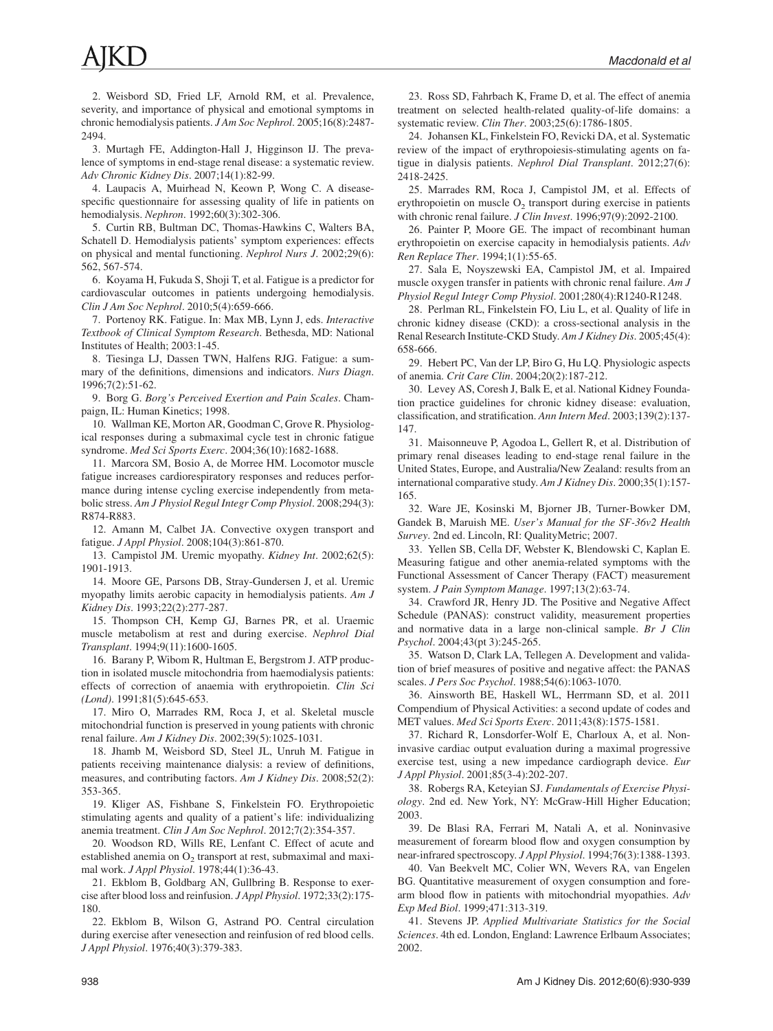2. Weisbord SD, Fried LF, Arnold RM, et al. Prevalence, severity, and importance of physical and emotional symptoms in chronic hemodialysis patients. *J Am Soc Nephrol*. 2005;16(8):2487-2494.

3. Murtagh FE, Addington-Hall J, Higginson IJ. The prevalence of symptoms in end-stage renal disease: a systematic review. *Adv Chronic Kidney Dis*. 2007;14(1):82-99.

4. Laupacis A, Muirhead N, Keown P, Wong C. A disease-specific questionnaire for assessing quality of life in patients on hemodialysis. *Nephron*. 1992;60(3):302-306.

5. Curtin RB, Bultman DC, Thomas-Hawkins C, Walters BA, Schatell D. Hemodialysis patients' symptom experiences: effects on physical and mental functioning. *Nephrol Nurs J*. 2002;29(6): 562, 567-574.

6. Koyama H, Fukuda S, Shoji T, et al. Fatigue is a predictor for cardiovascular outcomes in patients undergoing hemodialysis. *Clin J Am Soc Nephrol*. 2010;5(4):659-666.

7. Portenoy RK. Fatigue. In: Max MB, Lynn J, eds. *Interactive Textbook of Clinical Symptom Research*. Bethesda, MD: National Institutes of Health; 2003:1-45.

8. Tiesinga LJ, Dassen TWN, Halfens RJG. Fatigue: a summary of the definitions, dimensions and indicators. *Nurs Diagn*. 1996;7(2):51-62.

9. Borg G. *Borg's Perceived Exertion and Pain Scales*. Champaign, IL: Human Kinetics; 1998.

10. Wallman KE, Morton AR, Goodman C, Grove R. Physiological responses during a submaximal cycle test in chronic fatigue syndrome. *Med Sci Sports Exerc*. 2004;36(10):1682-1688.

11. Marcora SM, Bosio A, de Morree HM. Locomotor muscle fatigue increases cardiorespiratory responses and reduces performance during intense cycling exercise independently from metabolic stress. *Am J Physiol Regul Integr Comp Physiol*. 2008;294(3): R874-R883.

12. Amann M, Calbet JA. Convective oxygen transport and fatigue. *J Appl Physiol*. 2008;104(3):861-870.

13. Campistol JM. Uremic myopathy. *Kidney Int*. 2002;62(5): 1901-1913.

14. Moore GE, Parsons DB, Stray-Gundersen J, et al. Uremic myopathy limits aerobic capacity in hemodialysis patients. *Am J Kidney Dis*. 1993;22(2):277-287.

15. Thompson CH, Kemp GJ, Barnes PR, et al. Uraemic muscle metabolism at rest and during exercise. *Nephrol Dial Transplant*. 1994;9(11):1600-1605.

16. Barany P, Wibom R, Hultman E, Bergstrom J. ATP production in isolated muscle mitochondria from haemodialysis patients: effects of correction of anaemia with erythropoietin. *Clin Sci (Lond)*. 1991;81(5):645-653.

17. Miro O, Marrades RM, Roca J, et al. Skeletal muscle mitochondrial function is preserved in young patients with chronic renal failure. *Am J Kidney Dis*. 2002;39(5):1025-1031.

18. Jhamb M, Weisbord SD, Steel JL, Unruh M. Fatigue in patients receiving maintenance dialysis: a review of definitions, measures, and contributing factors. *Am J Kidney Dis*. 2008;52(2): 353-365.

19. Kliger AS, Fishbane S, Finkelstein FO. Erythropoietic stimulating agents and quality of a patient's life: individualizing anemia treatment. *Clin J Am Soc Nephrol*. 2012;7(2):354-357.

20. Woodson RD, Wills RE, Lenfant C. Effect of acute and established anemia on $O_2$ transport at rest, submaximal and maximal work. *J Appl Physiol*. 1978;44(1):36-43.

21. Ekblom B, Goldbarg AN, Gullbring B. Response to exercise after blood loss and reinfusion. *J Appl Physiol*. 1972;33(2):175-180.

22. Ekblom B, Wilson G, Astrand PO. Central circulation during exercise after venesection and reinfusion of red blood cells. *J Appl Physiol*. 1976;40(3):379-383.

23. Ross SD, Fahrbach K, Frame D, et al. The effect of anemia treatment on selected health-related quality-of-life domains: a systematic review. *Clin Ther*. 2003;25(6):1786-1805.

24. Johansen KL, Finkelstein FO, Revicki DA, et al. Systematic review of the impact of erythropoiesis-stimulating agents on fatigue in dialysis patients. *Nephrol Dial Transplant*. 2012;27(6): 2418-2425.

25. Marrades RM, Roca J, Campistol JM, et al. Effects of erythropoietin on muscle $O_2$ transport during exercise in patients with chronic renal failure. *J Clin Invest*. 1996;97(9):2092-2100.

26. Painter P, Moore GE. The impact of recombinant human erythropoietin on exercise capacity in hemodialysis patients. *Adv Ren Replace Ther*. 1994;1(1):55-65.

27. Sala E, Noyszewski EA, Campistol JM, et al. Impaired muscle oxygen transfer in patients with chronic renal failure. *Am J Physiol Regul Integr Comp Physiol*. 2001;280(4):R1240-R1248.

28. Perlman RL, Finkelstein FO, Liu L, et al. Quality of life in chronic kidney disease (CKD): a cross-sectional analysis in the Renal Research Institute-CKD Study. *Am J Kidney Dis*. 2005;45(4): 658-666.

29. Hebert PC, Van der LP, Biro G, Hu LQ. Physiologic aspects of anemia. *Crit Care Clin*. 2004;20(2):187-212.

30. Levey AS, Coresh J, Balk E, et al. National Kidney Foundation practice guidelines for chronic kidney disease: evaluation, classification, and stratification. *Ann Intern Med*. 2003;139(2):137-147.

31. Maisonneuve P, Agodoa L, Gellert R, et al. Distribution of primary renal diseases leading to end-stage renal failure in the United States, Europe, and Australia/New Zealand: results from an international comparative study. *Am J Kidney Dis*. 2000;35(1):157-165.

32. Ware JE, Kosinski M, Bjorner JB, Turner-Bowker DM, Gandek B, Maruish ME. *User's Manual for the SF-36v2 Health Survey*. 2nd ed. Lincoln, RI: QualityMetric; 2007.

33. Yellen SB, Cella DF, Webster K, Blendowski C, Kaplan E. Measuring fatigue and other anemia-related symptoms with the Functional Assessment of Cancer Therapy (FACT) measurement system. *J Pain Symptom Manage*. 1997;13(2):63-74.

34. Crawford JR, Henry JD. The Positive and Negative Affect Schedule (PANAS): construct validity, measurement properties and normative data in a large non-clinical sample. *Br J Clin Psychol*. 2004;43(pt 3):245-265.

35. Watson D, Clark LA, Tellegen A. Development and validation of brief measures of positive and negative affect: the PANAS scales. *J Pers Soc Psychol*. 1988;54(6):1063-1070.

36. Ainsworth BE, Haskell WL, Herrmann SD, et al. 2011 Compendium of Physical Activities: a second update of codes and MET values. *Med Sci Sports Exerc*. 2011;43(8):1575-1581.

37. Richard R, Lonsdorfer-Wolf E, Charloux A, et al. Non-invasive cardiac output evaluation during a maximal progressive exercise test, using a new impedance cardiograph device. *Eur J Appl Physiol*. 2001;85(3-4):202-207.

38. Robergs RA, Keteyian SJ. *Fundamentals of Exercise Physiology*. 2nd ed. New York, NY: McGraw-Hill Higher Education; 2003.

39. De Blasi RA, Ferrari M, Natali A, et al. Noninvasive measurement of forearm blood flow and oxygen consumption by near-infrared spectroscopy. *J Appl Physiol*. 1994;76(3):1388-1393.

40. Van Beekvelt MC, Colier WN, Wevers RA, van Engelen BG. Quantitative measurement of oxygen consumption and forearm blood flow in patients with mitochondrial myopathies. *Adv Exp Med Biol*. 1999;471:313-319.

41. Stevens JP. *Applied Multivariate Statistics for the Social Sciences*. 4th ed. London, England: Lawrence Erlbaum Associates; 2002.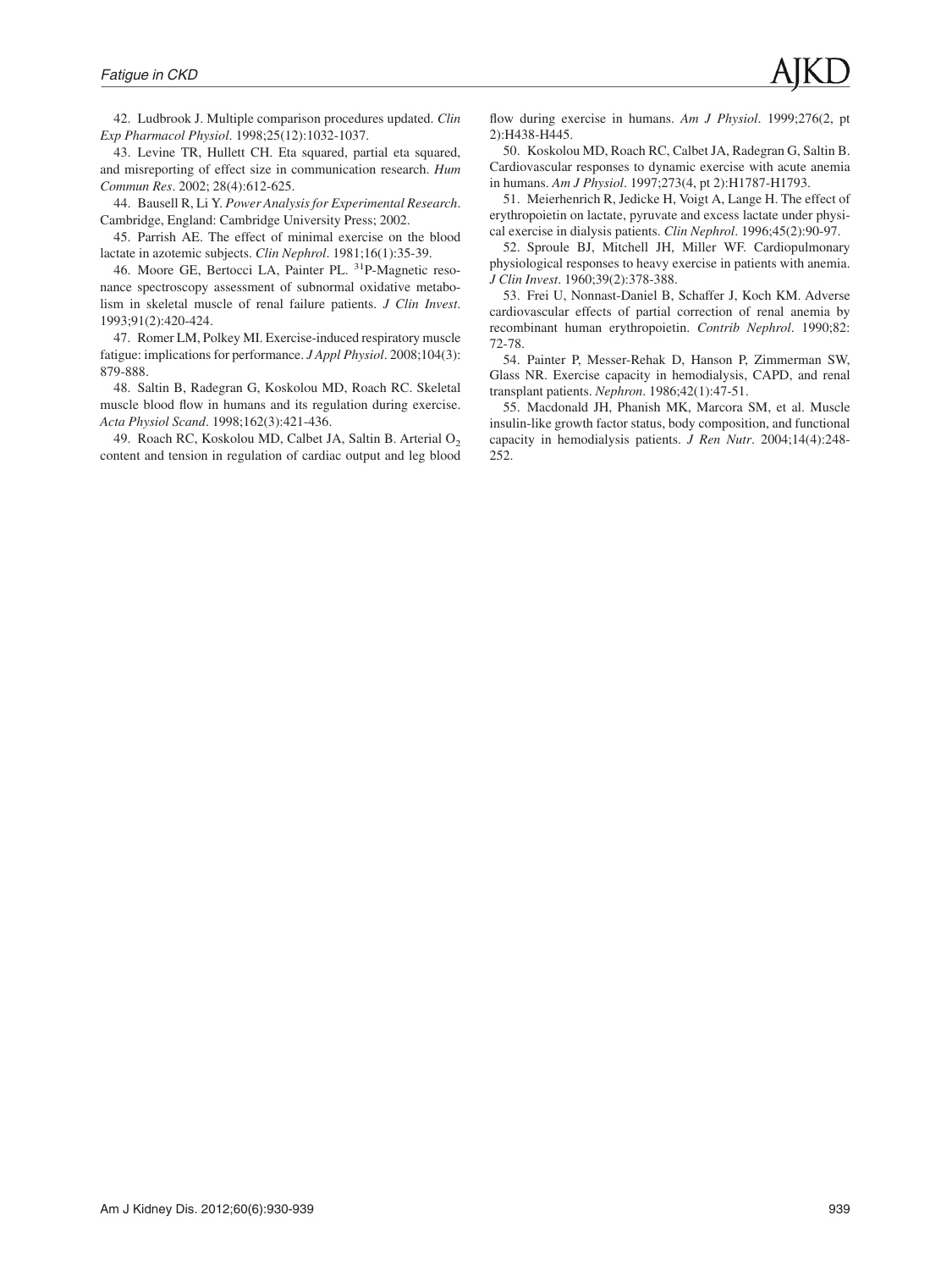42. Ludbrook J. Multiple comparison procedures updated. *Clin Exp Pharmacol Physiol*. 1998;25(12):1032-1037.

43. Levine TR, Hullett CH. Eta squared, partial eta squared, and misreporting of effect size in communication research. *Hum Commun Res*. 2002; 28(4):612-625.

44. Bausell R, Li Y. *Power Analysis for Experimental Research*. Cambridge, England: Cambridge University Press; 2002.

45. Parrish AE. The effect of minimal exercise on the blood lactate in azotemic subjects. *Clin Nephrol*. 1981;16(1):35-39.

46. Moore GE, Bertocci LA, Painter PL. $^{31}$P-Magnetic resonance spectroscopy assessment of subnormal oxidative metabolism in skeletal muscle of renal failure patients. *J Clin Invest*. 1993;91(2):420-424.

47. Romer LM, Polkey MI. Exercise-induced respiratory muscle fatigue: implications for performance. *J Appl Physiol*. 2008;104(3): 879-888.

48. Saltin B, Radegran G, Koskolou MD, Roach RC. Skeletal muscle blood flow in humans and its regulation during exercise. *Acta Physiol Scand*. 1998;162(3):421-436.

49. Roach RC, Koskolou MD, Calbet JA, Saltin B. Arterial $O_2$ content and tension in regulation of cardiac output and leg blood flow during exercise in humans. *Am J Physiol*. 1999;276(2, pt 2):H438-H445.

50. Koskolou MD, Roach RC, Calbet JA, Radegran G, Saltin B. Cardiovascular responses to dynamic exercise with acute anemia in humans. *Am J Physiol*. 1997;273(4, pt 2):H1787-H1793.

51. Meierhenrich R, Jedicke H, Voigt A, Lange H. The effect of erythropoietin on lactate, pyruvate and excess lactate under physical exercise in dialysis patients. *Clin Nephrol*. 1996;45(2):90-97.

52. Sproule BJ, Mitchell JH, Miller WF. Cardiopulmonary physiological responses to heavy exercise in patients with anemia. *J Clin Invest*. 1960;39(2):378-388.

53. Frei U, Nonnast-Daniel B, Schaffer J, Koch KM. Adverse cardiovascular effects of partial correction of renal anemia by recombinant human erythropoietin. *Contrib Nephrol*. 1990;82: 72-78.

54. Painter P, Messer-Rehak D, Hanson P, Zimmerman SW, Glass NR. Exercise capacity in hemodialysis, CAPD, and renal transplant patients. *Nephron*. 1986;42(1):47-51.

55. Macdonald JH, Phanish MK, Marcora SM, et al. Muscle insulin-like growth factor status, body composition, and functional capacity in hemodialysis patients. *J Ren Nutr*. 2004;14(4):248-252.